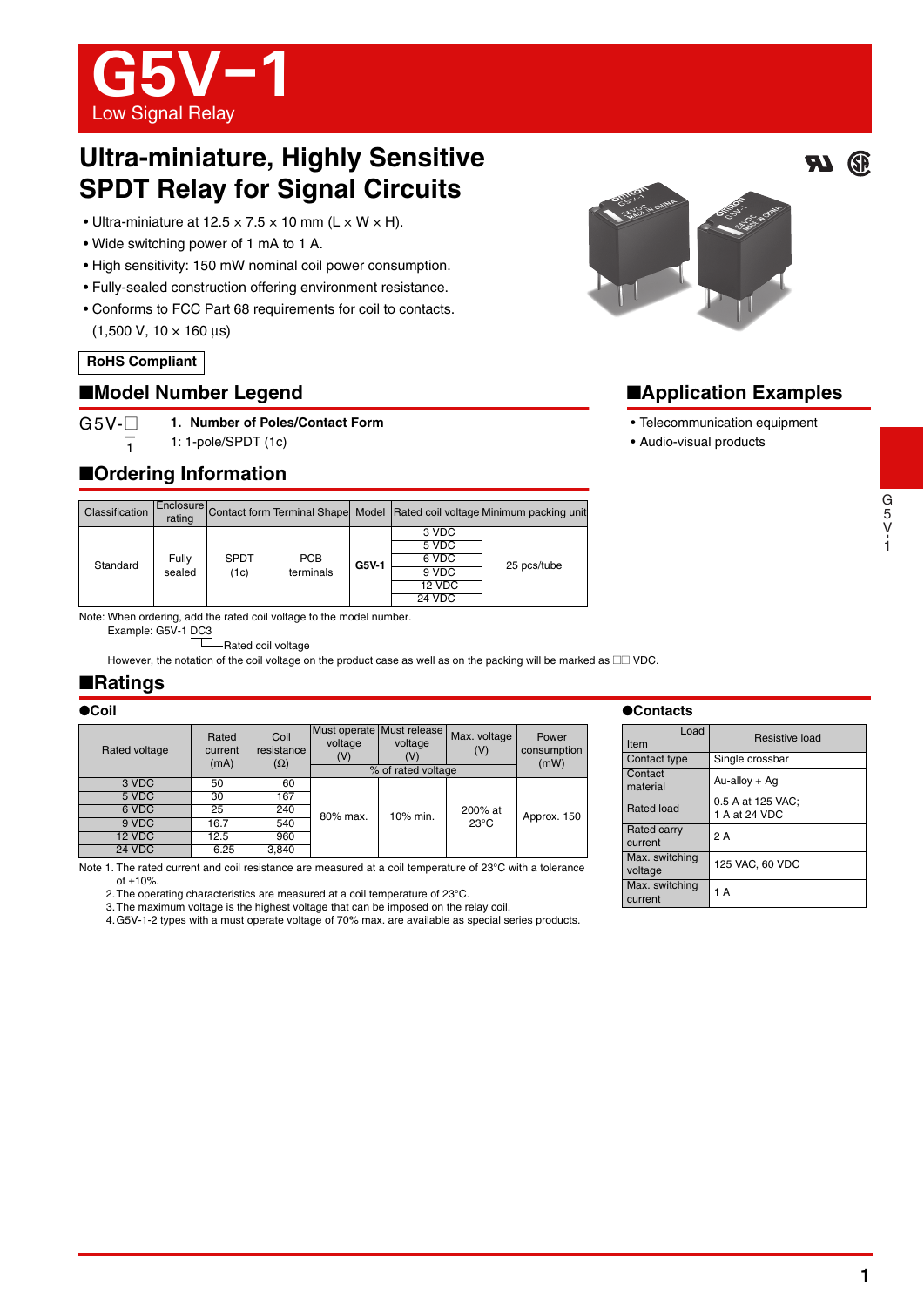# G5V-1

Low Signal Relay

## Ultra-miniature, Highly Sensitive SPDT Relay for Signal Circuits

- Ultra-miniature at 12.5 × 7.5 × 10 mm (L × W × H).
- Wide switching power of 1 mA to 1 A.
- High sensitivity: 150 mW nominal coil power consumption.
- Fully-sealed construction offering environment resistance.
- Conforms to FCC Part 68 requirements for coil to contacts. (1,500 V, 10 × 160 µs)

**RoHS Compliant**

## ■Model Number Legend

G5V-□
1

**1. Number of Poles/Contact Form**
1: 1-pole/SPDT (1c)

## ■Application Examples

- Telecommunication equipment
- Audio-visual products

## ■Ordering Information

| Classification | Enclosure rating | Contact form | Terminal Shape | Model | Rated coil voltage | Minimum packing unit |
|---|---|---|---|---|---|---|
| Standard | Fully sealed | SPDT (1c) | PCB terminals | G5V-1 | 3 VDC | 25 pcs/tube |
| | | | | | 5 VDC | |
| | | | | | 6 VDC | |
| | | | | | 9 VDC | |
| | | | | | 12 VDC | |
| | | | | | 24 VDC | |

Note: When ordering, add the rated coil voltage to the model number.
Example: G5V-1 DC3
└Rated coil voltage
However, the notation of the coil voltage on the product case as well as on the packing will be marked as □□ VDC.

## ■Ratings

### ●Coil

| Rated voltage | Rated current (mA) | Coil resistance (Ω) | Must operate voltage (V) | Must release voltage (V) | Max. voltage (V) | Power consumption (mW) |
|---|---|---|---|---|---|---|
| | | | % of rated voltage | | | |
| 3 VDC | 50 | 60 | 80% max. | 10% min. | 200% at 23°C | Approx. 150 |
| 5 VDC | 30 | 167 | | | | |
| 6 VDC | 25 | 240 | | | | |
| 9 VDC | 16.7 | 540 | | | | |
| 12 VDC | 12.5 | 960 | | | | |
| 24 VDC | 6.25 | 3,840 | | | | |

Note 1. The rated current and coil resistance are measured at a coil temperature of 23°C with a tolerance of ±10%.
2. The operating characteristics are measured at a coil temperature of 23°C.
3. The maximum voltage is the highest voltage that can be imposed on the relay coil.
4. G5V-1-2 types with a must operate voltage of 70% max. are available as special series products.

### ●Contacts

| Item \ Load | Resistive load |
|---|---|
| Contact type | Single crossbar |
| Contact material | Au-alloy + Ag |
| Rated load | 0.5 A at 125 VAC; 1 A at 24 VDC |
| Rated carry current | 2 A |
| Max. switching voltage | 125 VAC, 60 VDC |
| Max. switching current | 1 A |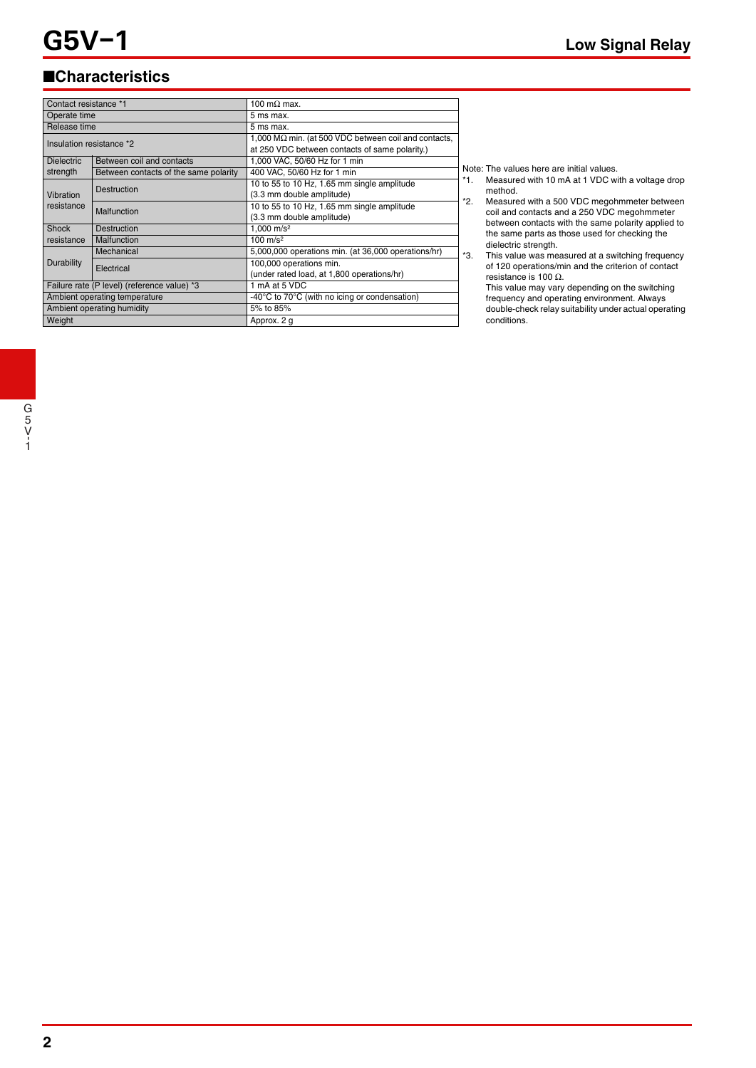## ■Characteristics

| Item | | Value |
|---|---|---|
| Contact resistance *1 | | 100 mΩ max. |
| Operate time | | 5 ms max. |
| Release time | | 5 ms max. |
| Insulation resistance *2 | | 1,000 MΩ min. (at 500 VDC between coil and contacts, at 250 VDC between contacts of same polarity.) |
| Dielectric strength | Between coil and contacts | 1,000 VAC, 50/60 Hz for 1 min |
| | Between contacts of the same polarity | 400 VAC, 50/60 Hz for 1 min |
| Vibration resistance | Destruction | 10 to 55 to 10 Hz, 1.65 mm single amplitude (3.3 mm double amplitude) |
| | Malfunction | 10 to 55 to 10 Hz, 1.65 mm single amplitude (3.3 mm double amplitude) |
| Shock resistance | Destruction | 1,000 $m/s^2$ |
| | Malfunction | 100 $m/s^2$ |
| Durability | Mechanical | 5,000,000 operations min. (at 36,000 operations/hr) |
| | Electrical | 100,000 operations min. (under rated load, at 1,800 operations/hr) |
| Failure rate (P level) (reference value) *3 | | 1 mA at 5 VDC |
| Ambient operating temperature | | -40°C to 70°C (with no icing or condensation) |
| Ambient operating humidity | | 5% to 85% |
| Weight | | Approx. 2 g |

Note: The values here are initial values.

*1. Measured with 10 mA at 1 VDC with a voltage drop method.

*2. Measured with a 500 VDC megohmmeter between coil and contacts and a 250 VDC megohmmeter between contacts with the same polarity applied to the same parts as those used for checking the dielectric strength.

*3. This value was measured at a switching frequency of 120 operations/min and the criterion of contact resistance is 100 Ω.
This value may vary depending on the switching frequency and operating environment. Always double-check relay suitability under actual operating conditions.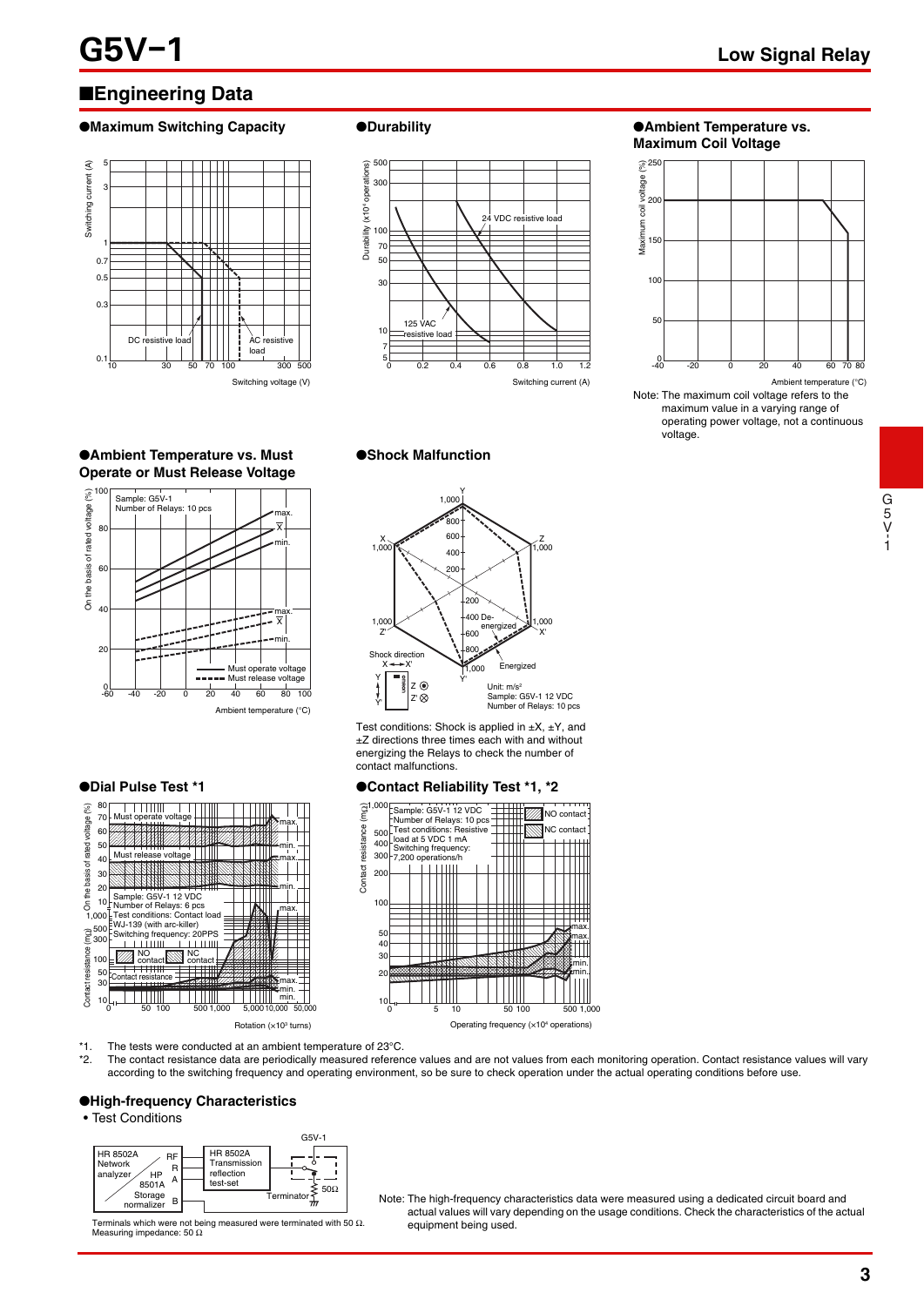## ■Engineering Data

### ●Maximum Switching Capacity

### ●Durability

### ●Ambient Temperature vs. Maximum Coil Voltage

Note: The maximum coil voltage refers to the maximum value in a varying range of operating power voltage, not a continuous voltage.

### ●Ambient Temperature vs. Must Operate or Must Release Voltage

### ●Shock Malfunction

Test conditions: Shock is applied in ±X, ±Y, and ±Z directions three times each with and without energizing the Relays to check the number of contact malfunctions.

### ●Dial Pulse Test *1

### ●Contact Reliability Test *1, *2

*1. The tests were conducted at an ambient temperature of 23°C.

*2. The contact resistance data are periodically measured reference values and are not values from each monitoring operation. Contact resistance values will vary according to the switching frequency and operating environment, so be sure to check operation under the actual operating conditions before use.

### ●High-frequency Characteristics

- Test Conditions

Terminals which were not being measured were terminated with 50 Ω.
Measuring impedance: 50 Ω

Note: The high-frequency characteristics data were measured using a dedicated circuit board and actual values will vary depending on the usage conditions. Check the characteristics of the actual equipment being used.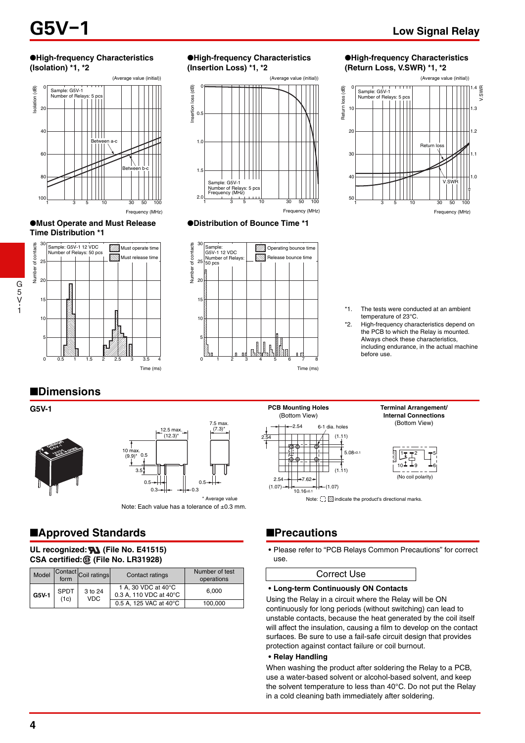## ●High-frequency Characteristics (Isolation) *1, *2

(Average value (initial))

Sample: G5V-1
Number of Relays: 5 pcs

Between a-c
Between b-c

Isolation (dB) / Frequency (MHz)

## ●High-frequency Characteristics (Insertion Loss) *1, *2

(Average value (initial))

Sample: G5V-1
Number of Relays: 5 pcs
Frequency (MHz)

Insertion loss (dB) / Frequency (MHz)

## ●High-frequency Characteristics (Return Loss, V.SWR) *1, *2

(Average value (initial))

Sample: G5V-1
Number of Relays: 5 pcs

Return loss
V.SWR

Return loss (dB) / V.SWR / Frequency (MHz)

## ●Must Operate and Must Release Time Distribution *1

Sample: G5V-1 12 VDC
Number of Relays: 50 pcs

Must operate time
Must release time

Number of contacts / Time (ms)

## ●Distribution of Bounce Time *1

Sample: G5V-1 12 VDC
Number of Relays: 50 pcs

Operating bounce time
Release bounce time

Number of contacts / Time (ms)

*1. The tests were conducted at an ambient temperature of 23°C.

*2. High-frequency characteristics depend on the PCB to which the Relay is mounted. Always check these characteristics, including endurance, in the actual machine before use.

# ■Dimensions

**G5V-1**

12.5 max. (12.3)*
7.5 max. (7.3)*
10 max. (9.9)*
0.5
3.5
0.5
0.3
0.5
0.3

* Average value

Note: Each value has a tolerance of ±0.3 mm.

**PCB Mounting Holes**
(Bottom View)

2.54
6-1 dia. holes
2.54
(1.11)
5.08±0.1
(1.11)
2.54
7.62
(1.07)
(1.07)
10.16±0.1

Note: ⬚ ▨ indicate the product's directional marks.

**Terminal Arrangement/ Internal Connections**
(Bottom View)

1, 2, 5, 10, 9, 6

(No coil polarity)

# ■Approved Standards

**UL recognized: (File No. E41515)**
**CSA certified: (File No. LR31928)**

| Model | Contact form | Coil ratings | Contact ratings | Number of test operations |
|---|---|---|---|---|
| G5V-1 | SPDT (1c) | 3 to 24 VDC | 1 A, 30 VDC at 40°C<br>0.3 A, 110 VDC at 40°C | 6,000 |
| | | | 0.5 A, 125 VAC at 40°C | 100,000 |

# ■Precautions

- Please refer to "PCB Relays Common Precautions" for correct use.

**Correct Use**

**• Long-term Continuously ON Contacts**

Using the Relay in a circuit where the Relay will be ON continuously for long periods (without switching) can lead to unstable contacts, because the heat generated by the coil itself will affect the insulation, causing a film to develop on the contact surfaces. Be sure to use a fail-safe circuit design that provides protection against contact failure or coil burnout.

**• Relay Handling**

When washing the product after soldering the Relay to a PCB, use a water-based solvent or alcohol-based solvent, and keep the solvent temperature to less than 40°C. Do not put the Relay in a cold cleaning bath immediately after soldering.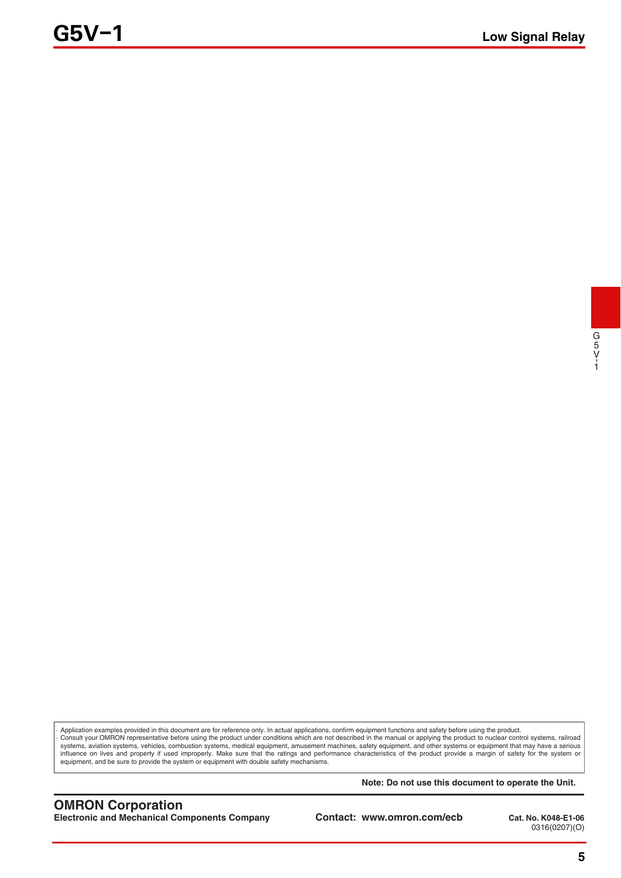· Application examples provided in this document are for reference only. In actual applications, confirm equipment functions and safety before using the product.
· Consult your OMRON representative before using the product under conditions which are not described in the manual or applying the product to nuclear control systems, railroad systems, aviation systems, vehicles, combustion systems, medical equipment, amusement machines, safety equipment, and other systems or equipment that may have a serious influence on lives and property if used improperly. Make sure that the ratings and performance characteristics of the product provide a margin of safety for the system or equipment, and be sure to provide the system or equipment with double safety mechanisms.

**Note: Do not use this document to operate the Unit.**

**OMRON Corporation**
**Electronic and Mechanical Components Company**

**Contact: www.omron.com/ecb**

**Cat. No. K048-E1-06**
0316(0207)(O)